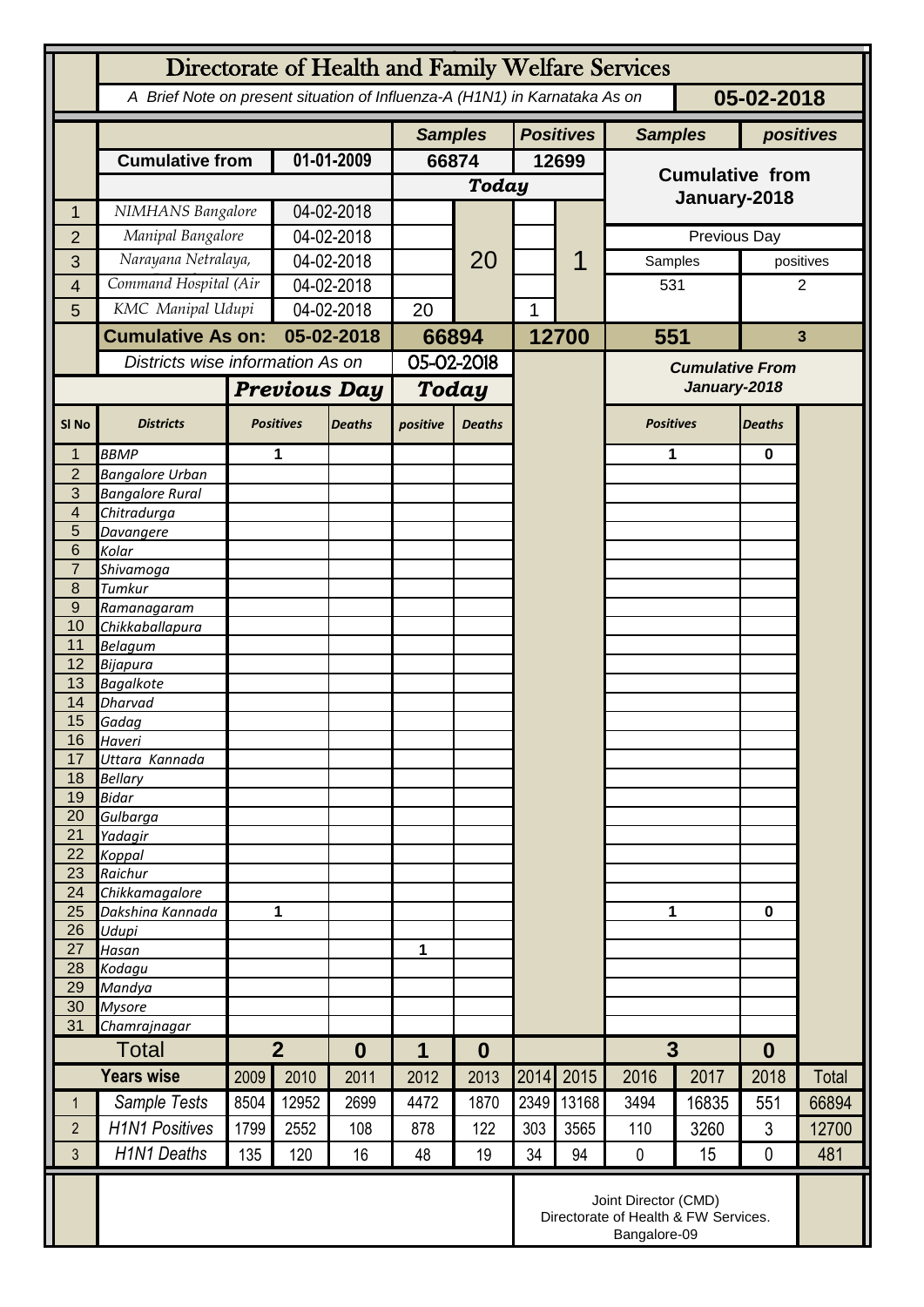# Directorate of Health and Family Welfare Services

*A Brief Note on present situation of Influenza-A (H1N1) in Karnataka As on* **05-02-2018**

| | | | Samples | | Positives | | Samples | positives |
|---|---|---|---|---|---|---|---|---|
| | **Cumulative from** | **01-01-2009** | **66874** | | **12699** | | **Cumulative from January-2018** | |
| | | | **Today** | | | | | |
| 1 | NIMHANS Bangalore | 04-02-2018 | | 20 | | 1 | | |
| 2 | Manipal Bangalore | 04-02-2018 | | | | | Previous Day | |
| 3 | Narayana Netralaya, | 04-02-2018 | | | | | Samples | positives |
| 4 | Command Hospital (Air | 04-02-2018 | | | | | 531 | 2 |
| 5 | KMC Manipal Udupi | 04-02-2018 | 20 | | 1 | | | |
| | **Cumulative As on:** | **05-02-2018** | **66894** | | **12700** | | **551** | **3** |

| Sl No | Districts | Previous Day Positives | Previous Day Deaths | Today positive | Today Deaths | Cumulative From January-2018 Positives | Cumulative From January-2018 Deaths |
|---|---|---|---|---|---|---|---|
| | *Districts wise information As on 05-02-2018* | | | | | | |
| 1 | BBMP | 1 | | | | 1 | 0 |
| 2 | Bangalore Urban | | | | | | |
| 3 | Bangalore Rural | | | | | | |
| 4 | Chitradurga | | | | | | |
| 5 | Davangere | | | | | | |
| 6 | Kolar | | | | | | |
| 7 | Shivamoga | | | | | | |
| 8 | Tumkur | | | | | | |
| 9 | Ramanagaram | | | | | | |
| 10 | Chikkaballapura | | | | | | |
| 11 | Belagum | | | | | | |
| 12 | Bijapura | | | | | | |
| 13 | Bagalkote | | | | | | |
| 14 | Dharvad | | | | | | |
| 15 | Gadag | | | | | | |
| 16 | Haveri | | | | | | |
| 17 | Uttara Kannada | | | | | | |
| 18 | Bellary | | | | | | |
| 19 | Bidar | | | | | | |
| 20 | Gulbarga | | | | | | |
| 21 | Yadagir | | | | | | |
| 22 | Koppal | | | | | | |
| 23 | Raichur | | | | | | |
| 24 | Chikkamagalore | | | | | | |
| 25 | Dakshina Kannada | 1 | | | | 1 | 0 |
| 26 | Udupi | | | | | | |
| 27 | Hasan | | | 1 | | | |
| 28 | Kodagu | | | | | | |
| 29 | Mandya | | | | | | |
| 30 | Mysore | | | | | | |
| 31 | Chamrajnagar | | | | | | |
| | **Total** | **2** | **0** | **1** | **0** | **3** | **0** |

| | Years wise | 2009 | 2010 | 2011 | 2012 | 2013 | 2014 | 2015 | 2016 | 2017 | 2018 | Total |
|---|---|---|---|---|---|---|---|---|---|---|---|---|
| 1 | Sample Tests | 8504 | 12952 | 2699 | 4472 | 1870 | 2349 | 13168 | 3494 | 16835 | 551 | 66894 |
| 2 | H1N1 Positives | 1799 | 2552 | 108 | 878 | 122 | 303 | 3565 | 110 | 3260 | 3 | 12700 |
| 3 | H1N1 Deaths | 135 | 120 | 16 | 48 | 19 | 34 | 94 | 0 | 15 | 0 | 481 |

Joint Director (CMD)
Directorate of Health & FW Services.
Bangalore-09